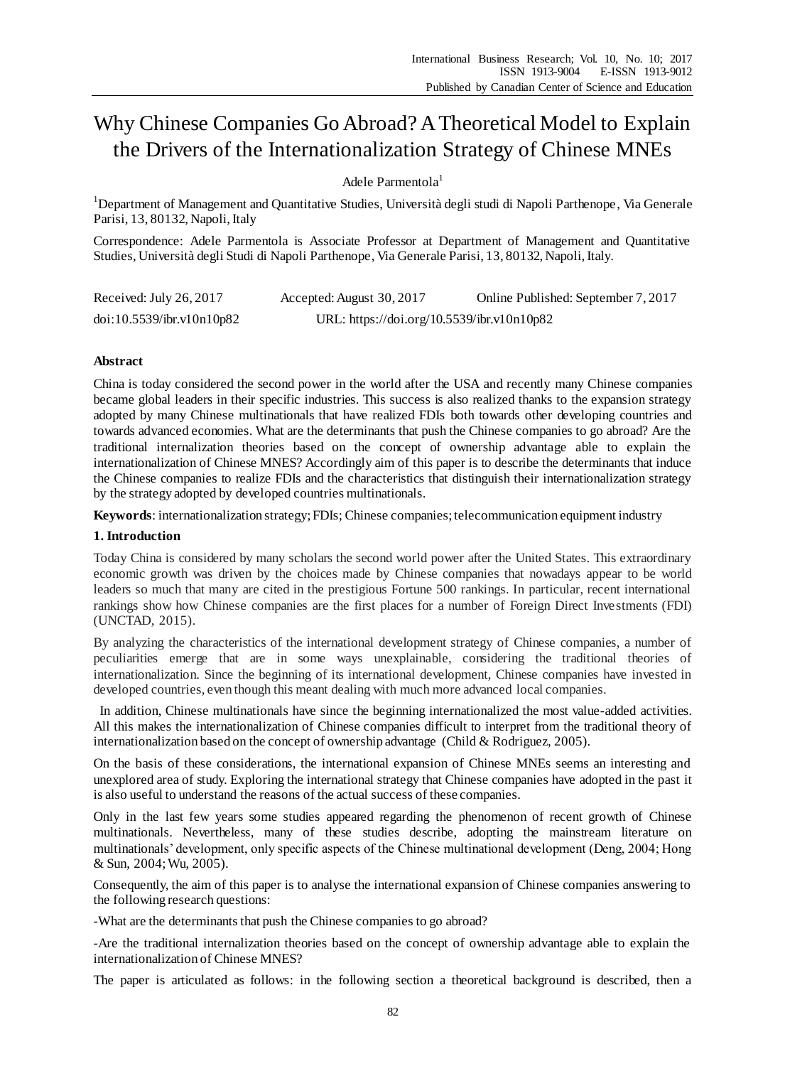# Why Chinese Companies Go Abroad? A Theoretical Model to Explain the Drivers of the Internationalization Strategy of Chinese MNEs

Adele Parmentola[1]

[1]Department of Management and Quantitative Studies, Università degli studi di Napoli Parthenope, Via Generale Parisi, 13, 80132, Napoli, Italy

Correspondence: Adele Parmentola is Associate Professor at Department of Management and Quantitative Studies, Università degli Studi di Napoli Parthenope, Via Generale Parisi, 13, 80132, Napoli, Italy.

Received: July 26, 2017 Accepted: August 30, 2017 Online Published: September 7, 2017

doi:10.5539/ibr.v10n10p82 URL: https://doi.org/10.5539/ibr.v10n10p82

## Abstract

China is today considered the second power in the world after the USA and recently many Chinese companies became global leaders in their specific industries. This success is also realized thanks to the expansion strategy adopted by many Chinese multinationals that have realized FDIs both towards other developing countries and towards advanced economies. What are the determinants that push the Chinese companies to go abroad? Are the traditional internalization theories based on the concept of ownership advantage able to explain the internationalization of Chinese MNES? Accordingly aim of this paper is to describe the determinants that induce the Chinese companies to realize FDIs and the characteristics that distinguish their internationalization strategy by the strategy adopted by developed countries multinationals.

**Keywords**: internationalization strategy; FDIs; Chinese companies; telecommunication equipment industry

## 1. Introduction

Today China is considered by many scholars the second world power after the United States. This extraordinary economic growth was driven by the choices made by Chinese companies that nowadays appear to be world leaders so much that many are cited in the prestigious Fortune 500 rankings. In particular, recent international rankings show how Chinese companies are the first places for a number of Foreign Direct Investments (FDI) (UNCTAD, 2015).

By analyzing the characteristics of the international development strategy of Chinese companies, a number of peculiarities emerge that are in some ways unexplainable, considering the traditional theories of internationalization. Since the beginning of its international development, Chinese companies have invested in developed countries, even though this meant dealing with much more advanced local companies.

In addition, Chinese multinationals have since the beginning internationalized the most value-added activities. All this makes the internationalization of Chinese companies difficult to interpret from the traditional theory of internationalization based on the concept of ownership advantage (Child & Rodriguez, 2005).

On the basis of these considerations, the international expansion of Chinese MNEs seems an interesting and unexplored area of study. Exploring the international strategy that Chinese companies have adopted in the past it is also useful to understand the reasons of the actual success of these companies.

Only in the last few years some studies appeared regarding the phenomenon of recent growth of Chinese multinationals. Nevertheless, many of these studies describe, adopting the mainstream literature on multinationals' development, only specific aspects of the Chinese multinational development (Deng, 2004; Hong & Sun, 2004; Wu, 2005).

Consequently, the aim of this paper is to analyse the international expansion of Chinese companies answering to the following research questions:

-What are the determinants that push the Chinese companies to go abroad?

-Are the traditional internalization theories based on the concept of ownership advantage able to explain the internationalization of Chinese MNES?

The paper is articulated as follows: in the following section a theoretical background is described, then a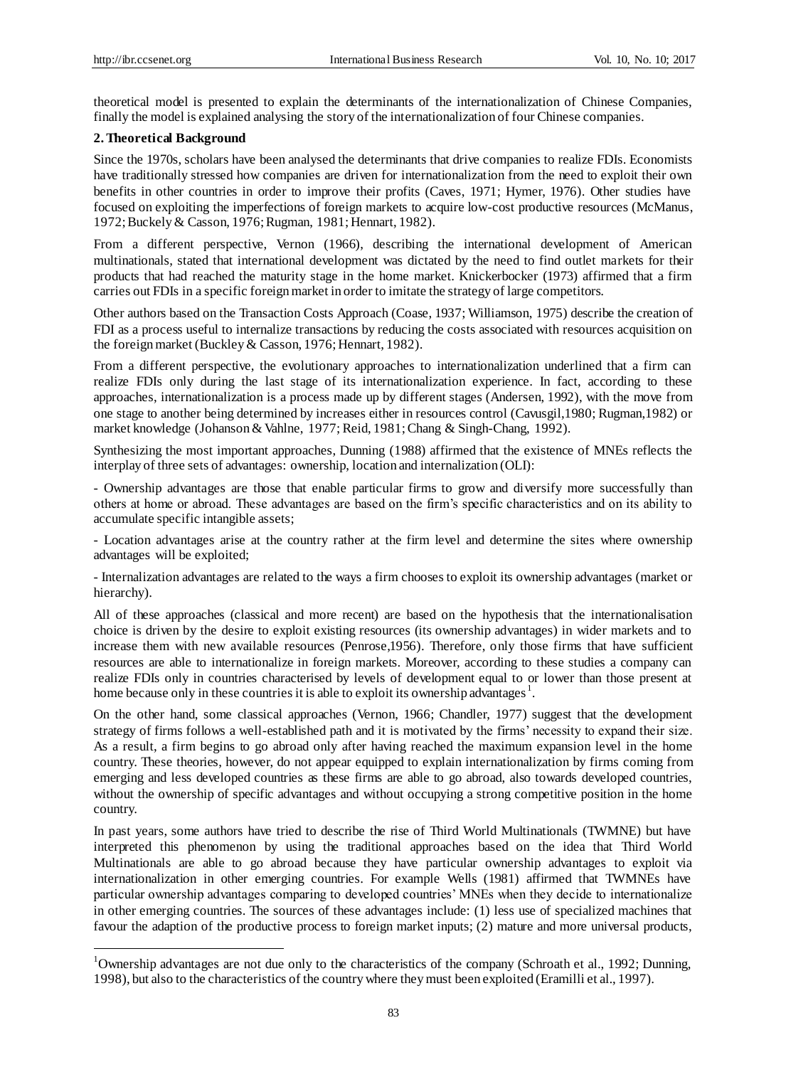theoretical model is presented to explain the determinants of the internationalization of Chinese Companies, finally the model is explained analysing the story of the internationalization of four Chinese companies.

## 2. Theoretical Background

Since the 1970s, scholars have been analysed the determinants that drive companies to realize FDIs. Economists have traditionally stressed how companies are driven for internationalization from the need to exploit their own benefits in other countries in order to improve their profits (Caves, 1971; Hymer, 1976). Other studies have focused on exploiting the imperfections of foreign markets to acquire low-cost productive resources (McManus, 1972; Buckely & Casson, 1976; Rugman, 1981; Hennart, 1982).

From a different perspective, Vernon (1966), describing the international development of American multinationals, stated that international development was dictated by the need to find outlet markets for their products that had reached the maturity stage in the home market. Knickerbocker (1973) affirmed that a firm carries out FDIs in a specific foreign market in order to imitate the strategy of large competitors.

Other authors based on the Transaction Costs Approach (Coase, 1937; Williamson, 1975) describe the creation of FDI as a process useful to internalize transactions by reducing the costs associated with resources acquisition on the foreign market (Buckley & Casson, 1976; Hennart, 1982).

From a different perspective, the evolutionary approaches to internationalization underlined that a firm can realize FDIs only during the last stage of its internationalization experience. In fact, according to these approaches, internationalization is a process made up by different stages (Andersen, 1992), with the move from one stage to another being determined by increases either in resources control (Cavusgil,1980; Rugman,1982) or market knowledge (Johanson & Vahlne, 1977; Reid, 1981; Chang & Singh-Chang, 1992).

Synthesizing the most important approaches, Dunning (1988) affirmed that the existence of MNEs reflects the interplay of three sets of advantages: ownership, location and internalization (OLI):

- Ownership advantages are those that enable particular firms to grow and diversify more successfully than others at home or abroad. These advantages are based on the firm's specific characteristics and on its ability to accumulate specific intangible assets;

- Location advantages arise at the country rather at the firm level and determine the sites where ownership advantages will be exploited;

- Internalization advantages are related to the ways a firm chooses to exploit its ownership advantages (market or hierarchy).

All of these approaches (classical and more recent) are based on the hypothesis that the internationalisation choice is driven by the desire to exploit existing resources (its ownership advantages) in wider markets and to increase them with new available resources (Penrose,1956). Therefore, only those firms that have sufficient resources are able to internationalize in foreign markets. Moreover, according to these studies a company can realize FDIs only in countries characterised by levels of development equal to or lower than those present at home because only in these countries it is able to exploit its ownership advantages[1].

On the other hand, some classical approaches (Vernon, 1966; Chandler, 1977) suggest that the development strategy of firms follows a well-established path and it is motivated by the firms' necessity to expand their size. As a result, a firm begins to go abroad only after having reached the maximum expansion level in the home country. These theories, however, do not appear equipped to explain internationalization by firms coming from emerging and less developed countries as these firms are able to go abroad, also towards developed countries, without the ownership of specific advantages and without occupying a strong competitive position in the home country.

In past years, some authors have tried to describe the rise of Third World Multinationals (TWMNE) but have interpreted this phenomenon by using the traditional approaches based on the idea that Third World Multinationals are able to go abroad because they have particular ownership advantages to exploit via internationalization in other emerging countries. For example Wells (1981) affirmed that TWMNEs have particular ownership advantages comparing to developed countries' MNEs when they decide to internationalize in other emerging countries. The sources of these advantages include: (1) less use of specialized machines that favour the adaption of the productive process to foreign market inputs; (2) mature and more universal products,

---

[1] Ownership advantages are not due only to the characteristics of the company (Schroath et al., 1992; Dunning, 1998), but also to the characteristics of the country where they must been exploited (Eramilli et al., 1997).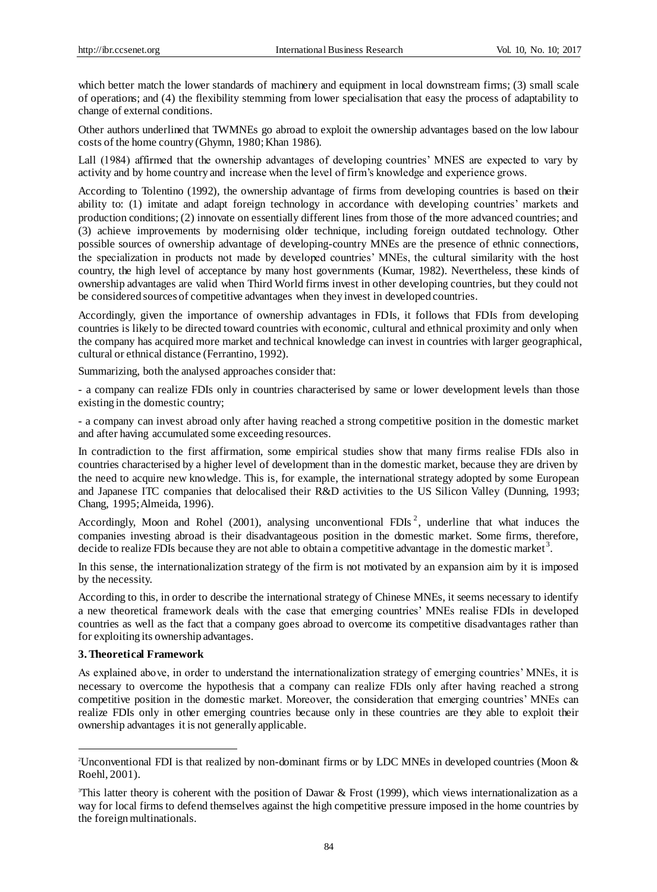which better match the lower standards of machinery and equipment in local downstream firms; (3) small scale of operations; and (4) the flexibility stemming from lower specialisation that easy the process of adaptability to change of external conditions.

Other authors underlined that TWMNEs go abroad to exploit the ownership advantages based on the low labour costs of the home country (Ghymn, 1980; Khan 1986).

Lall (1984) affirmed that the ownership advantages of developing countries' MNES are expected to vary by activity and by home country and increase when the level of firm's knowledge and experience grows.

According to Tolentino (1992), the ownership advantage of firms from developing countries is based on their ability to: (1) imitate and adapt foreign technology in accordance with developing countries' markets and production conditions; (2) innovate on essentially different lines from those of the more advanced countries; and (3) achieve improvements by modernising older technique, including foreign outdated technology. Other possible sources of ownership advantage of developing-country MNEs are the presence of ethnic connections, the specialization in products not made by developed countries' MNEs, the cultural similarity with the host country, the high level of acceptance by many host governments (Kumar, 1982). Nevertheless, these kinds of ownership advantages are valid when Third World firms invest in other developing countries, but they could not be considered sources of competitive advantages when they invest in developed countries.

Accordingly, given the importance of ownership advantages in FDIs, it follows that FDIs from developing countries is likely to be directed toward countries with economic, cultural and ethnical proximity and only when the company has acquired more market and technical knowledge can invest in countries with larger geographical, cultural or ethnical distance (Ferrantino, 1992).

Summarizing, both the analysed approaches consider that:

- a company can realize FDIs only in countries characterised by same or lower development levels than those existing in the domestic country;

- a company can invest abroad only after having reached a strong competitive position in the domestic market and after having accumulated some exceeding resources.

In contradiction to the first affirmation, some empirical studies show that many firms realise FDIs also in countries characterised by a higher level of development than in the domestic market, because they are driven by the need to acquire new knowledge. This is, for example, the international strategy adopted by some European and Japanese ITC companies that delocalised their R&D activities to the US Silicon Valley (Dunning, 1993; Chang, 1995; Almeida, 1996).

Accordingly, Moon and Rohel (2001), analysing unconventional FDIs [2], underline that what induces the companies investing abroad is their disadvantageous position in the domestic market. Some firms, therefore, decide to realize FDIs because they are not able to obtain a competitive advantage in the domestic market [3].

In this sense, the internationalization strategy of the firm is not motivated by an expansion aim by it is imposed by the necessity.

According to this, in order to describe the international strategy of Chinese MNEs, it seems necessary to identify a new theoretical framework deals with the case that emerging countries' MNEs realise FDIs in developed countries as well as the fact that a company goes abroad to overcome its competitive disadvantages rather than for exploiting its ownership advantages.

## 3. Theoretical Framework

As explained above, in order to understand the internationalization strategy of emerging countries' MNEs, it is necessary to overcome the hypothesis that a company can realize FDIs only after having reached a strong competitive position in the domestic market. Moreover, the consideration that emerging countries' MNEs can realize FDIs only in other emerging countries because only in these countries are they able to exploit their ownership advantages it is not generally applicable.

---

[2] Unconventional FDI is that realized by non-dominant firms or by LDC MNEs in developed countries (Moon & Roehl, 2001).

[3] This latter theory is coherent with the position of Dawar & Frost (1999), which views internationalization as a way for local firms to defend themselves against the high competitive pressure imposed in the home countries by the foreign multinationals.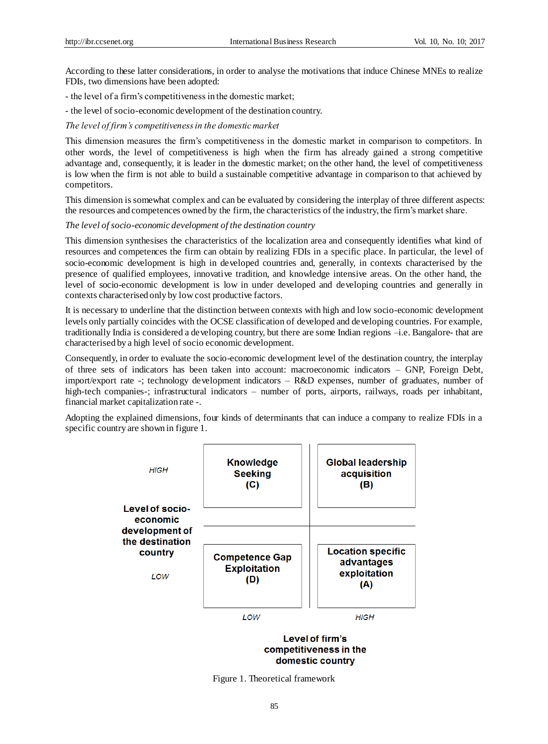According to these latter considerations, in order to analyse the motivations that induce Chinese MNEs to realize FDIs, two dimensions have been adopted:

- the level of a firm's competitiveness in the domestic market;

- the level of socio-economic development of the destination country.

*The level of firm's competitiveness in the domestic market*

This dimension measures the firm's competitiveness in the domestic market in comparison to competitors. In other words, the level of competitiveness is high when the firm has already gained a strong competitive advantage and, consequently, it is leader in the domestic market; on the other hand, the level of competitiveness is low when the firm is not able to build a sustainable competitive advantage in comparison to that achieved by competitors.

This dimension is somewhat complex and can be evaluated by considering the interplay of three different aspects: the resources and competences owned by the firm, the characteristics of the industry, the firm's market share.

*The level of socio-economic development of the destination country*

This dimension synthesises the characteristics of the localization area and consequently identifies what kind of resources and competences the firm can obtain by realizing FDIs in a specific place. In particular, the level of socio-economic development is high in developed countries and, generally, in contexts characterised by the presence of qualified employees, innovative tradition, and knowledge intensive areas. On the other hand, the level of socio-economic development is low in under developed and developing countries and generally in contexts characterised only by low cost productive factors.

It is necessary to underline that the distinction between contexts with high and low socio-economic development levels only partially coincides with the OCSE classification of developed and developing countries. For example, traditionally India is considered a developing country, but there are some Indian regions –i.e. Bangalore- that are characterised by a high level of socio economic development.

Consequently, in order to evaluate the socio-economic development level of the destination country, the interplay of three sets of indicators has been taken into account: macroeconomic indicators – GNP, Foreign Debt, import/export rate -; technology development indicators – R&D expenses, number of graduates, number of high-tech companies-; infrastructural indicators – number of ports, airports, railways, roads per inhabitant, financial market capitalization rate -.

Adopting the explained dimensions, four kinds of determinants that can induce a company to realize FDIs in a specific country are shown in figure 1.

Level of socio-economic development of the destination country

HIGH

LOW

Knowledge Seeking (C)

Global leadership acquisition (B)

Competence Gap Exploitation (D)

Location specific advantages exploitation (A)

LOW

HIGH

Level of firm's competitiveness in the domestic country

Figure 1. Theoretical framework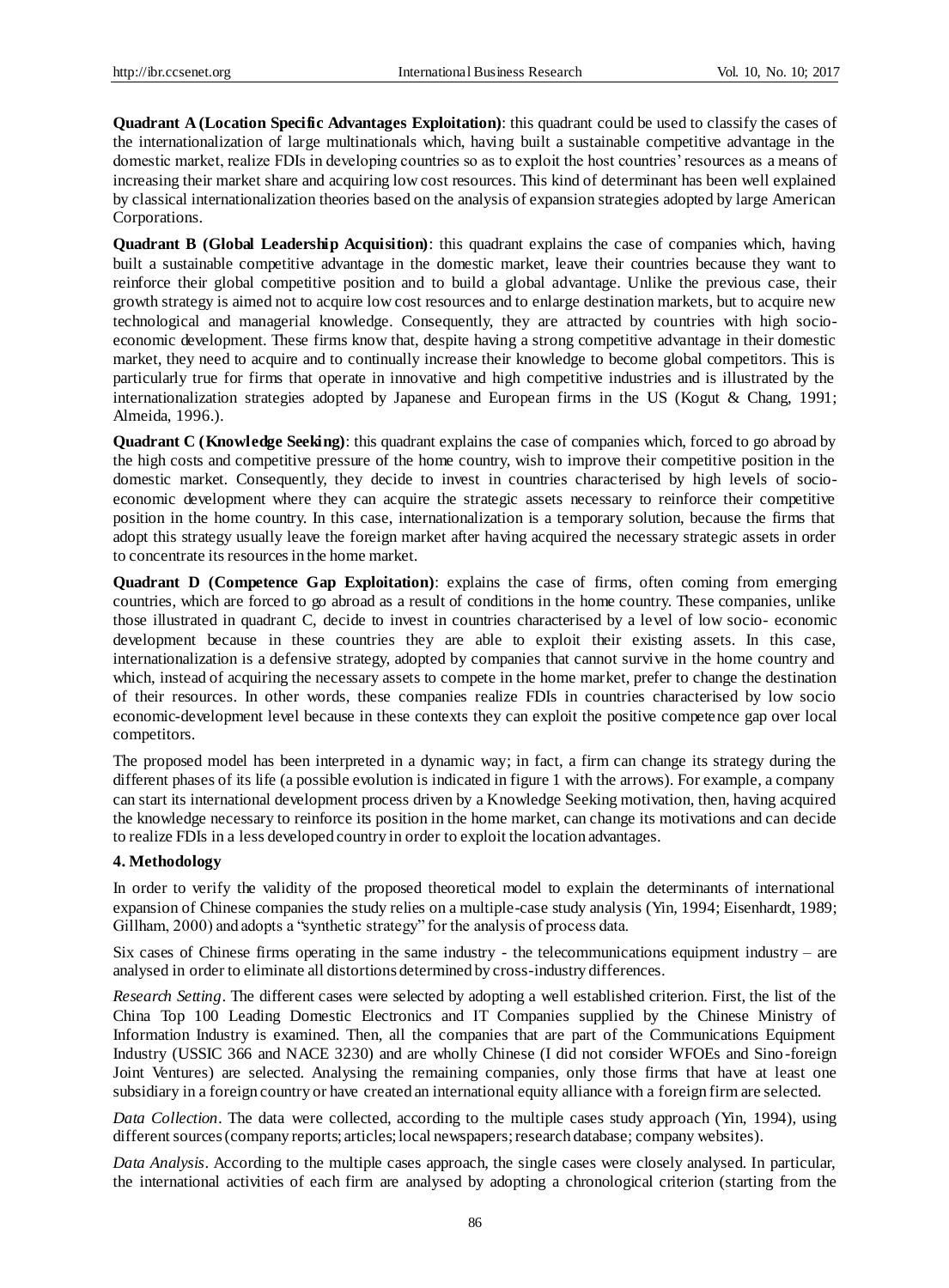**Quadrant A (Location Specific Advantages Exploitation)**: this quadrant could be used to classify the cases of the internationalization of large multinationals which, having built a sustainable competitive advantage in the domestic market, realize FDIs in developing countries so as to exploit the host countries' resources as a means of increasing their market share and acquiring low cost resources. This kind of determinant has been well explained by classical internationalization theories based on the analysis of expansion strategies adopted by large American Corporations.

**Quadrant B (Global Leadership Acquisition)**: this quadrant explains the case of companies which, having built a sustainable competitive advantage in the domestic market, leave their countries because they want to reinforce their global competitive position and to build a global advantage. Unlike the previous case, their growth strategy is aimed not to acquire low cost resources and to enlarge destination markets, but to acquire new technological and managerial knowledge. Consequently, they are attracted by countries with high socio-economic development. These firms know that, despite having a strong competitive advantage in their domestic market, they need to acquire and to continually increase their knowledge to become global competitors. This is particularly true for firms that operate in innovative and high competitive industries and is illustrated by the internationalization strategies adopted by Japanese and European firms in the US (Kogut & Chang, 1991; Almeida, 1996.).

**Quadrant C (Knowledge Seeking)**: this quadrant explains the case of companies which, forced to go abroad by the high costs and competitive pressure of the home country, wish to improve their competitive position in the domestic market. Consequently, they decide to invest in countries characterised by high levels of socio-economic development where they can acquire the strategic assets necessary to reinforce their competitive position in the home country. In this case, internationalization is a temporary solution, because the firms that adopt this strategy usually leave the foreign market after having acquired the necessary strategic assets in order to concentrate its resources in the home market.

**Quadrant D (Competence Gap Exploitation)**: explains the case of firms, often coming from emerging countries, which are forced to go abroad as a result of conditions in the home country. These companies, unlike those illustrated in quadrant C, decide to invest in countries characterised by a level of low socio- economic development because in these countries they are able to exploit their existing assets. In this case, internationalization is a defensive strategy, adopted by companies that cannot survive in the home country and which, instead of acquiring the necessary assets to compete in the home market, prefer to change the destination of their resources. In other words, these companies realize FDIs in countries characterised by low socio economic-development level because in these contexts they can exploit the positive competence gap over local competitors.

The proposed model has been interpreted in a dynamic way; in fact, a firm can change its strategy during the different phases of its life (a possible evolution is indicated in figure 1 with the arrows). For example, a company can start its international development process driven by a Knowledge Seeking motivation, then, having acquired the knowledge necessary to reinforce its position in the home market, can change its motivations and can decide to realize FDIs in a less developed country in order to exploit the location advantages.

## 4. Methodology

In order to verify the validity of the proposed theoretical model to explain the determinants of international expansion of Chinese companies the study relies on a multiple-case study analysis (Yin, 1994; Eisenhardt, 1989; Gillham, 2000) and adopts a "synthetic strategy" for the analysis of process data.

Six cases of Chinese firms operating in the same industry - the telecommunications equipment industry – are analysed in order to eliminate all distortions determined by cross-industry differences.

*Research Setting*. The different cases were selected by adopting a well established criterion. First, the list of the China Top 100 Leading Domestic Electronics and IT Companies supplied by the Chinese Ministry of Information Industry is examined. Then, all the companies that are part of the Communications Equipment Industry (USSIC 366 and NACE 3230) and are wholly Chinese (I did not consider WFOEs and Sino-foreign Joint Ventures) are selected. Analysing the remaining companies, only those firms that have at least one subsidiary in a foreign country or have created an international equity alliance with a foreign firm are selected.

*Data Collection*. The data were collected, according to the multiple cases study approach (Yin, 1994), using different sources (company reports; articles; local newspapers; research database; company websites).

*Data Analysis*. According to the multiple cases approach, the single cases were closely analysed. In particular, the international activities of each firm are analysed by adopting a chronological criterion (starting from the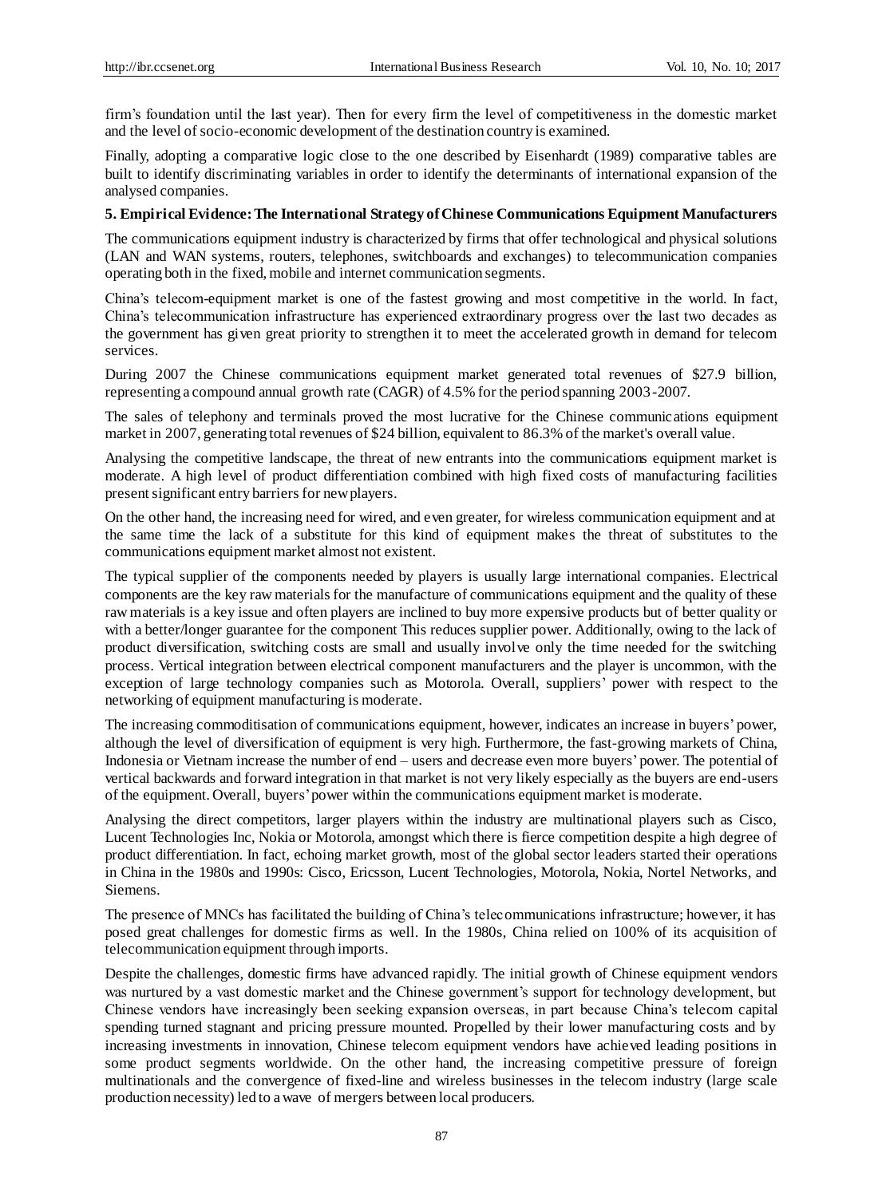firm's foundation until the last year). Then for every firm the level of competitiveness in the domestic market and the level of socio-economic development of the destination country is examined.

Finally, adopting a comparative logic close to the one described by Eisenhardt (1989) comparative tables are built to identify discriminating variables in order to identify the determinants of international expansion of the analysed companies.

## 5. Empirical Evidence: The International Strategy of Chinese Communications Equipment Manufacturers

The communications equipment industry is characterized by firms that offer technological and physical solutions (LAN and WAN systems, routers, telephones, switchboards and exchanges) to telecommunication companies operating both in the fixed, mobile and internet communication segments.

China's telecom-equipment market is one of the fastest growing and most competitive in the world. In fact, China's telecommunication infrastructure has experienced extraordinary progress over the last two decades as the government has given great priority to strengthen it to meet the accelerated growth in demand for telecom services.

During 2007 the Chinese communications equipment market generated total revenues of $27.9 billion, representing a compound annual growth rate (CAGR) of 4.5% for the period spanning 2003-2007.

The sales of telephony and terminals proved the most lucrative for the Chinese communications equipment market in 2007, generating total revenues of $24 billion, equivalent to 86.3% of the market's overall value.

Analysing the competitive landscape, the threat of new entrants into the communications equipment market is moderate. A high level of product differentiation combined with high fixed costs of manufacturing facilities present significant entry barriers for new players.

On the other hand, the increasing need for wired, and even greater, for wireless communication equipment and at the same time the lack of a substitute for this kind of equipment makes the threat of substitutes to the communications equipment market almost not existent.

The typical supplier of the components needed by players is usually large international companies. Electrical components are the key raw materials for the manufacture of communications equipment and the quality of these raw materials is a key issue and often players are inclined to buy more expensive products but of better quality or with a better/longer guarantee for the component This reduces supplier power. Additionally, owing to the lack of product diversification, switching costs are small and usually involve only the time needed for the switching process. Vertical integration between electrical component manufacturers and the player is uncommon, with the exception of large technology companies such as Motorola. Overall, suppliers' power with respect to the networking of equipment manufacturing is moderate.

The increasing commoditisation of communications equipment, however, indicates an increase in buyers' power, although the level of diversification of equipment is very high. Furthermore, the fast-growing markets of China, Indonesia or Vietnam increase the number of end – users and decrease even more buyers' power. The potential of vertical backwards and forward integration in that market is not very likely especially as the buyers are end-users of the equipment. Overall, buyers' power within the communications equipment market is moderate.

Analysing the direct competitors, larger players within the industry are multinational players such as Cisco, Lucent Technologies Inc, Nokia or Motorola, amongst which there is fierce competition despite a high degree of product differentiation. In fact, echoing market growth, most of the global sector leaders started their operations in China in the 1980s and 1990s: Cisco, Ericsson, Lucent Technologies, Motorola, Nokia, Nortel Networks, and Siemens.

The presence of MNCs has facilitated the building of China's telecommunications infrastructure; however, it has posed great challenges for domestic firms as well. In the 1980s, China relied on 100% of its acquisition of telecommunication equipment through imports.

Despite the challenges, domestic firms have advanced rapidly. The initial growth of Chinese equipment vendors was nurtured by a vast domestic market and the Chinese government's support for technology development, but Chinese vendors have increasingly been seeking expansion overseas, in part because China's telecom capital spending turned stagnant and pricing pressure mounted. Propelled by their lower manufacturing costs and by increasing investments in innovation, Chinese telecom equipment vendors have achieved leading positions in some product segments worldwide. On the other hand, the increasing competitive pressure of foreign multinationals and the convergence of fixed-line and wireless businesses in the telecom industry (large scale production necessity) led to a wave of mergers between local producers.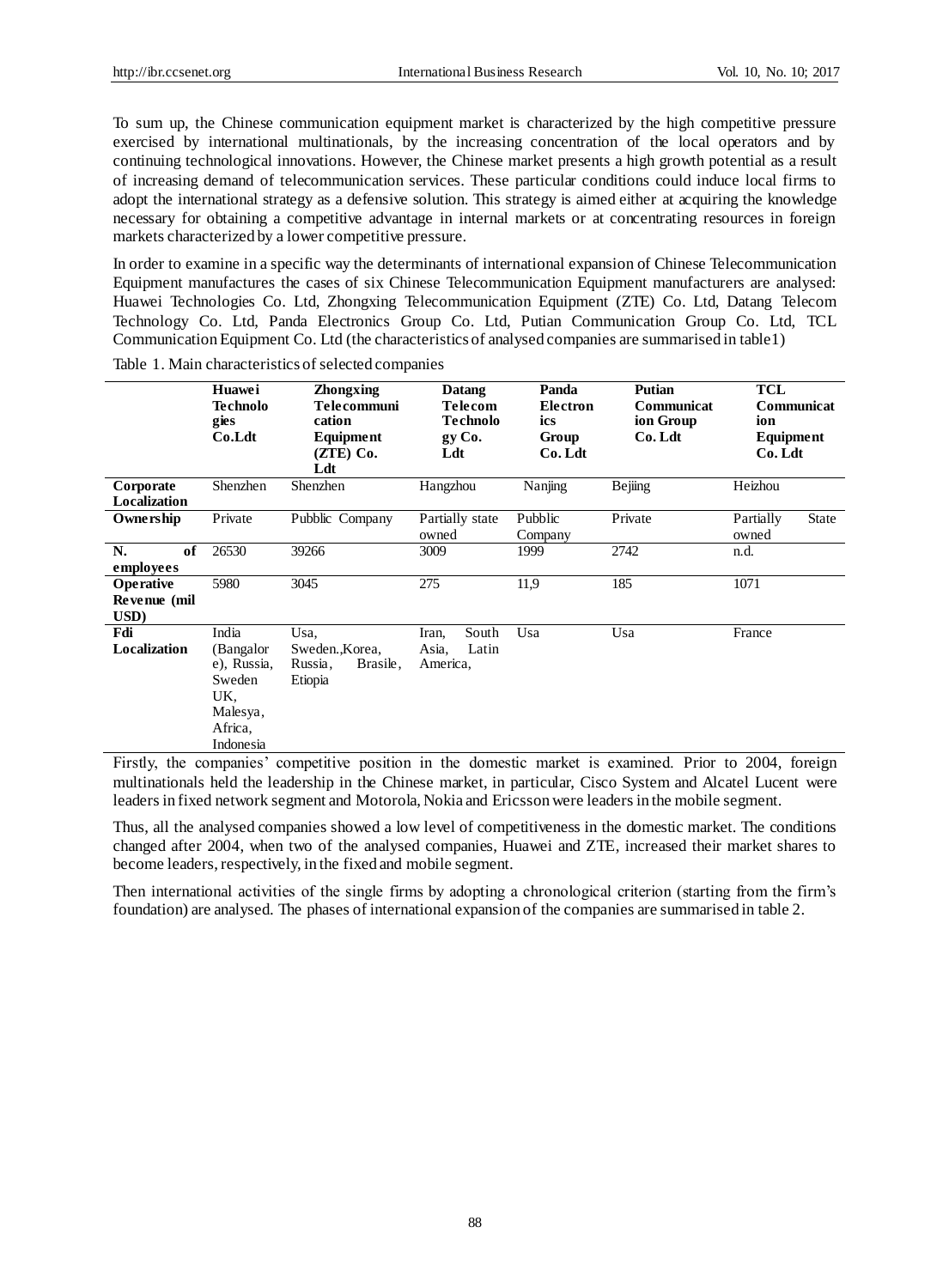To sum up, the Chinese communication equipment market is characterized by the high competitive pressure exercised by international multinationals, by the increasing concentration of the local operators and by continuing technological innovations. However, the Chinese market presents a high growth potential as a result of increasing demand of telecommunication services. These particular conditions could induce local firms to adopt the international strategy as a defensive solution. This strategy is aimed either at acquiring the knowledge necessary for obtaining a competitive advantage in internal markets or at concentrating resources in foreign markets characterized by a lower competitive pressure.

In order to examine in a specific way the determinants of international expansion of Chinese Telecommunication Equipment manufactures the cases of six Chinese Telecommunication Equipment manufacturers are analysed: Huawei Technologies Co. Ltd, Zhongxing Telecommunication Equipment (ZTE) Co. Ltd, Datang Telecom Technology Co. Ltd, Panda Electronics Group Co. Ltd, Putian Communication Group Co. Ltd, TCL Communication Equipment Co. Ltd (the characteristics of analysed companies are summarised in table1)

Table 1. Main characteristics of selected companies

| | **Huawei Technologies Co.Ldt** | **Zhongxing Telecommunication Equipment (ZTE) Co. Ldt** | **Datang Telecom Technology Co. Ldt** | **Panda Electronics Group Co. Ldt** | **Putian Communication Group Co. Ldt** | **TCL Communication Equipment Co. Ldt** |
|---|---|---|---|---|---|---|
| **Corporate Localization** | Shenzhen | Shenzhen | Hangzhou | Nanjing | Bejiing | Heizhou |
| **Ownership** | Private | Pubblic Company | Partially state owned | Pubblic Company | Private | Partially State owned |
| **N. of employees** | 26530 | 39266 | 3009 | 1999 | 2742 | n.d. |
| **Operative Revenue (mil USD)** | 5980 | 3045 | 275 | 11,9 | 185 | 1071 |
| **Fdi Localization** | India (Bangalore), Russia, Sweden UK, Malesya, Africa, Indonesia | Usa, Sweden.,Korea, Russia, Brasile, Etiopia | Iran, South Asia, Latin America, | Usa | Usa | France |

Firstly, the companies' competitive position in the domestic market is examined. Prior to 2004, foreign multinationals held the leadership in the Chinese market, in particular, Cisco System and Alcatel Lucent were leaders in fixed network segment and Motorola, Nokia and Ericsson were leaders in the mobile segment.

Thus, all the analysed companies showed a low level of competitiveness in the domestic market. The conditions changed after 2004, when two of the analysed companies, Huawei and ZTE, increased their market shares to become leaders, respectively, in the fixed and mobile segment.

Then international activities of the single firms by adopting a chronological criterion (starting from the firm's foundation) are analysed. The phases of international expansion of the companies are summarised in table 2.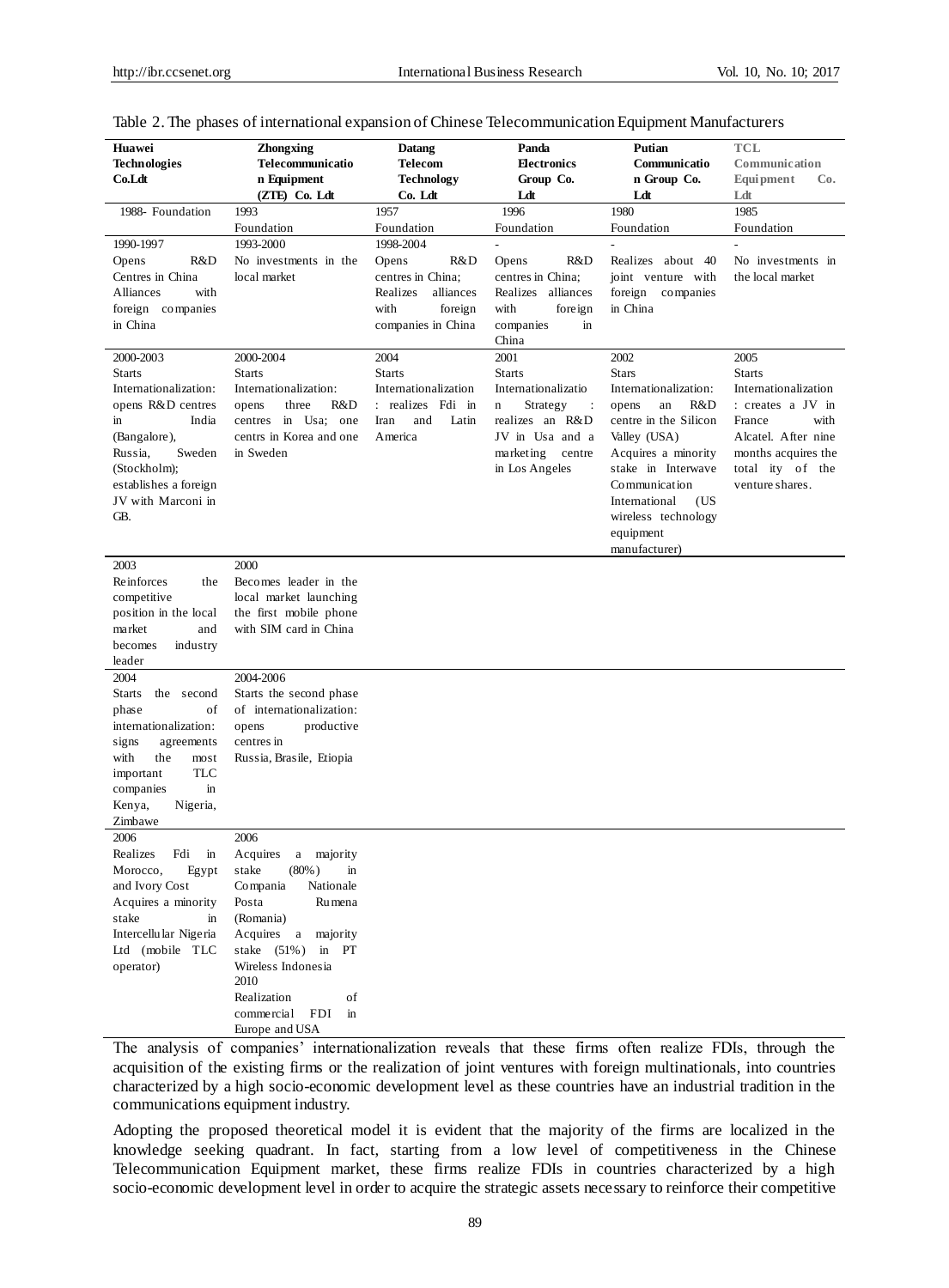Table 2. The phases of international expansion of Chinese Telecommunication Equipment Manufacturers

| Huawei Technologies Co.Ldt | Zhongxing Telecommunication Equipment (ZTE) Co. Ldt | Datang Telecom Technology Co. Ldt | Panda Electronics Group Co. Ldt | Putian Communication Group Co. Ldt | TCL Communication Equipment Co. Ldt |
|---|---|---|---|---|---|
| 1988- Foundation | 1993 Foundation | 1957 Foundation | 1996 Foundation | 1980 Foundation | 1985 Foundation |
| 1990-1997 Opens R&D Centres in China Alliances with foreign companies in China | 1993-2000 No investments in the local market | 1998-2004 Opens R&D centres in China; Realizes alliances with foreign companies in China | - Opens R&D centres in China; Realizes alliances with foreign companies in China | - Realizes about 40 joint venture with foreign companies in China | - No investments in the local market |
| 2000-2003 Starts Internationalization: opens R&D centres in India (Bangalore), Russia, Sweden (Stockholm); establishes a foreign JV with Marconi in GB. | 2000-2004 Starts Internationalization: opens three R&D centres in Usa; one centrs in Korea and one in Sweden | 2004 Starts Internationalization : realizes Fdi in Iran and Latin America | 2001 Starts Internationalization Strategy : realizes an R&D JV in Usa and a marketing centre in Los Angeles | 2002 Stars Internationalization: opens an R&D centre in the Silicon Valley (USA) Acquires a minority stake in Interwave Communication International (US wireless technology equipment manufacturer) | 2005 Starts Internationalization : creates a JV in France with Alcatel. After nine months acquires the total ity of the venture shares. |
| 2003 Reinforces the competitive position in the local market and becomes industry leader | 2000 Becomes leader in the local market launching the first mobile phone with SIM card in China | | | | |
| 2004 Starts the second phase of internationalization: signs agreements with the most important TLC companies in Kenya, Nigeria, Zimbawe | 2004-2006 Starts the second phase of internationalization: opens productive centres in Russia, Brasile, Etiopia | | | | |
| 2006 Realizes Fdi in Morocco, Egypt and Ivory Cost Acquires a minority stake in Intercellular Nigeria Ltd (mobile TLC operator) | 2006 Acquires a majority stake (80%) in Compania Nationale Posta Rumena (Romania) Acquires a majority stake (51%) in PT Wireless Indonesia 2010 Realization of commercial FDI in Europe and USA | | | | |

The analysis of companies' internationalization reveals that these firms often realize FDIs, through the acquisition of the existing firms or the realization of joint ventures with foreign multinationals, into countries characterized by a high socio-economic development level as these countries have an industrial tradition in the communications equipment industry.

Adopting the proposed theoretical model it is evident that the majority of the firms are localized in the knowledge seeking quadrant. In fact, starting from a low level of competitiveness in the Chinese Telecommunication Equipment market, these firms realize FDIs in countries characterized by a high socio-economic development level in order to acquire the strategic assets necessary to reinforce their competitive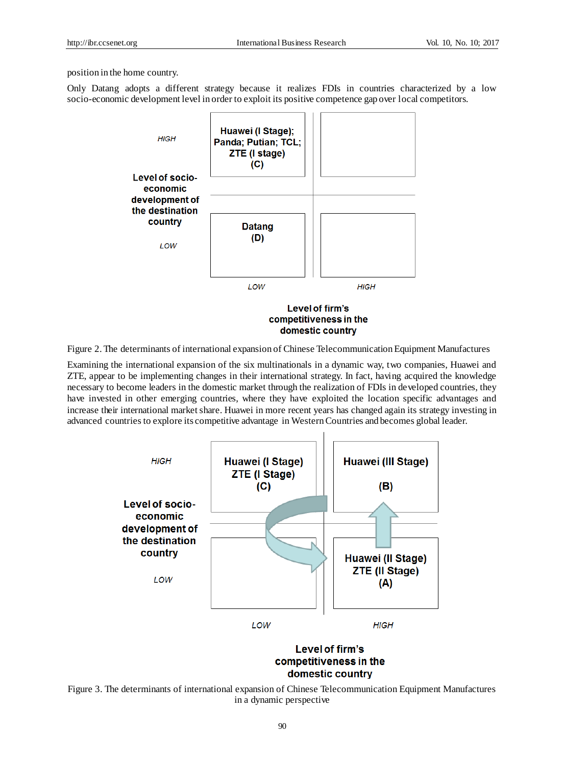position in the home country.

Only Datang adopts a different strategy because it realizes FDIs in countries characterized by a low socio-economic development level in order to exploit its positive competence gap over local competitors.

| Level of socio-economic development of the destination country | LOW (Level of firm's competitiveness in the domestic country) | HIGH (Level of firm's competitiveness in the domestic country) |
|---|---|---|
| HIGH | Huawei (I Stage); Panda; Putian; TCL; ZTE (I stage) (C) | |
| LOW | Datang (D) | |

Figure 2. The determinants of international expansion of Chinese Telecommunication Equipment Manufactures

Examining the international expansion of the six multinationals in a dynamic way, two companies, Huawei and ZTE, appear to be implementing changes in their international strategy. In fact, having acquired the knowledge necessary to become leaders in the domestic market through the realization of FDIs in developed countries, they have invested in other emerging countries, where they have exploited the location specific advantages and increase their international market share. Huawei in more recent years has changed again its strategy investing in advanced countries to explore its competitive advantage in Western Countries and becomes global leader.

| Level of socio-economic development of the destination country | LOW (Level of firm's competitiveness in the domestic country) | HIGH (Level of firm's competitiveness in the domestic country) |
|---|---|---|
| HIGH | Huawei (I Stage) ZTE (I Stage) (C) | Huawei (III Stage) (B) |
| LOW | | Huawei (II Stage) ZTE (II Stage) (A) |

Figure 3. The determinants of international expansion of Chinese Telecommunication Equipment Manufactures in a dynamic perspective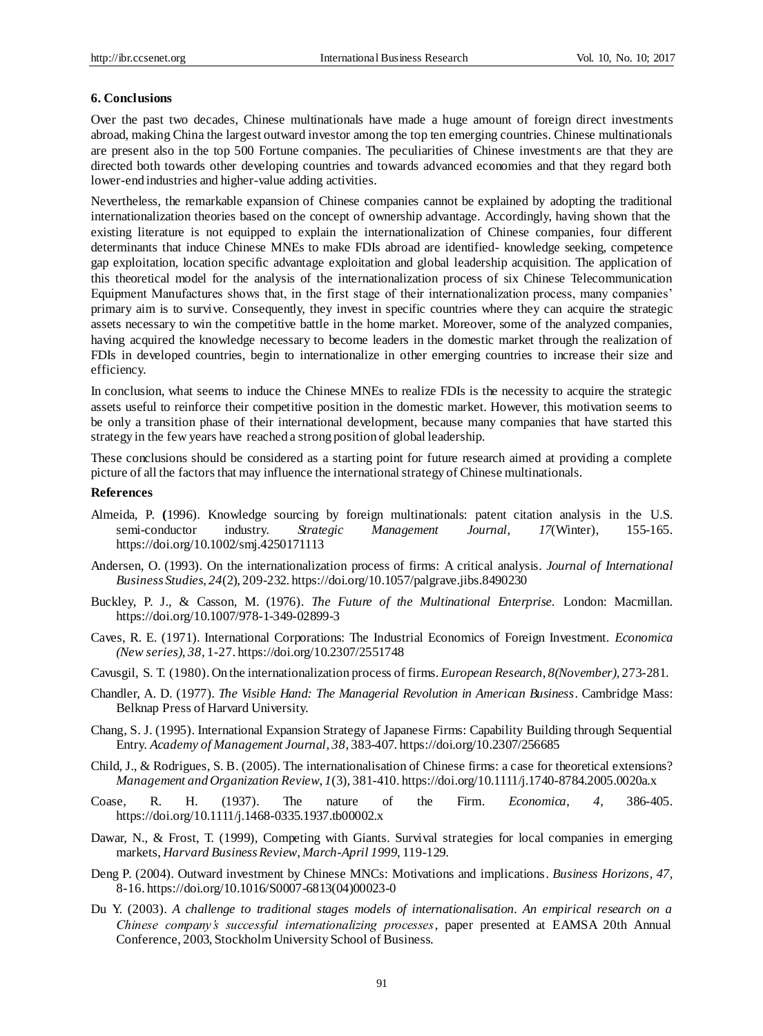## 6. Conclusions

Over the past two decades, Chinese multinationals have made a huge amount of foreign direct investments abroad, making China the largest outward investor among the top ten emerging countries. Chinese multinationals are present also in the top 500 Fortune companies. The peculiarities of Chinese investments are that they are directed both towards other developing countries and towards advanced economies and that they regard both lower-end industries and higher-value adding activities.

Nevertheless, the remarkable expansion of Chinese companies cannot be explained by adopting the traditional internationalization theories based on the concept of ownership advantage. Accordingly, having shown that the existing literature is not equipped to explain the internationalization of Chinese companies, four different determinants that induce Chinese MNEs to make FDIs abroad are identified- knowledge seeking, competence gap exploitation, location specific advantage exploitation and global leadership acquisition. The application of this theoretical model for the analysis of the internationalization process of six Chinese Telecommunication Equipment Manufactures shows that, in the first stage of their internationalization process, many companies' primary aim is to survive. Consequently, they invest in specific countries where they can acquire the strategic assets necessary to win the competitive battle in the home market. Moreover, some of the analyzed companies, having acquired the knowledge necessary to become leaders in the domestic market through the realization of FDIs in developed countries, begin to internationalize in other emerging countries to increase their size and efficiency.

In conclusion, what seems to induce the Chinese MNEs to realize FDIs is the necessity to acquire the strategic assets useful to reinforce their competitive position in the domestic market. However, this motivation seems to be only a transition phase of their international development, because many companies that have started this strategy in the few years have reached a strong position of global leadership.

These conclusions should be considered as a starting point for future research aimed at providing a complete picture of all the factors that may influence the international strategy of Chinese multinationals.

## References

Almeida, P. (1996). Knowledge sourcing by foreign multinationals: patent citation analysis in the U.S. semi-conductor industry. *Strategic Management Journal, 17*(Winter), 155-165. https://doi.org/10.1002/smj.4250171113

Andersen, O. (1993). On the internationalization process of firms: A critical analysis. *Journal of International Business Studies, 24*(2), 209-232. https://doi.org/10.1057/palgrave.jibs.8490230

Buckley, P. J., & Casson, M. (1976). *The Future of the Multinational Enterprise*. London: Macmillan. https://doi.org/10.1007/978-1-349-02899-3

Caves, R. E. (1971). International Corporations: The Industrial Economics of Foreign Investment. *Economica (New series), 38*, 1-27. https://doi.org/10.2307/2551748

Cavusgil, S. T. (1980). On the internationalization process of firms. *European Research, 8(November)*, 273-281.

Chandler, A. D. (1977). *The Visible Hand: The Managerial Revolution in American Business*. Cambridge Mass: Belknap Press of Harvard University.

Chang, S. J. (1995). International Expansion Strategy of Japanese Firms: Capability Building through Sequential Entry. *Academy of Management Journal, 38,* 383-407. https://doi.org/10.2307/256685

Child, J., & Rodrigues, S. B. (2005). The internationalisation of Chinese firms: a case for theoretical extensions? *Management and Organization Review, 1*(3), 381-410. https://doi.org/10.1111/j.1740-8784.2005.0020a.x

Coase, R. H. (1937). The nature of the Firm. *Economica*, *4,* 386-405. https://doi.org/10.1111/j.1468-0335.1937.tb00002.x

Dawar, N., & Frost, T. (1999), Competing with Giants. Survival strategies for local companies in emerging markets, *Harvard Business Review, March-April 1999*, 119-129.

Deng P. (2004). Outward investment by Chinese MNCs: Motivations and implications. *Business Horizons*, *47,* 8-16. https://doi.org/10.1016/S0007-6813(04)00023-0

Du Y. (2003). *A challenge to traditional stages models of internationalisation. An empirical research on a Chinese company's successful internationalizing processes*, paper presented at EAMSA 20th Annual Conference, 2003, Stockholm University School of Business.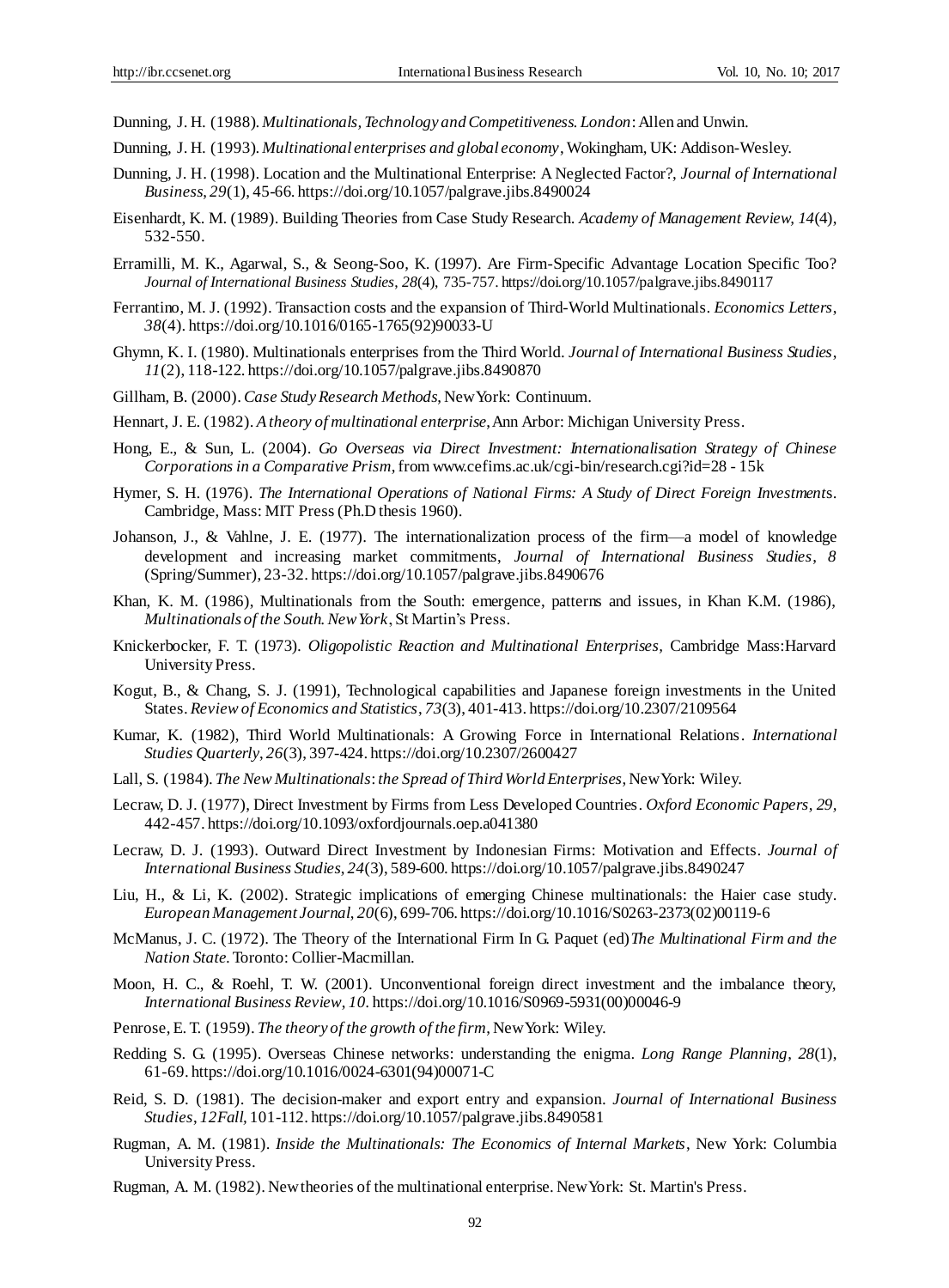Dunning, J. H. (1988). *Multinationals, Technology and Competitiveness. London*: Allen and Unwin.

Dunning, J. H. (1993). *Multinational enterprises and global economy*, Wokingham, UK: Addison-Wesley.

Dunning, J. H. (1998). Location and the Multinational Enterprise: A Neglected Factor?, *Journal of International Business, 29*(1), 45-66. https://doi.org/10.1057/palgrave.jibs.8490024

Eisenhardt, K. M. (1989). Building Theories from Case Study Research. *Academy of Management Review, 14*(4), 532-550.

Erramilli, M. K., Agarwal, S., & Seong-Soo, K. (1997). Are Firm-Specific Advantage Location Specific Too? *Journal of International Business Studies, 28*(4), 735-757. https://doi.org/10.1057/palgrave.jibs.8490117

Ferrantino, M. J. (1992). Transaction costs and the expansion of Third-World Multinationals. *Economics Letters, 38*(4). https://doi.org/10.1016/0165-1765(92)90033-U

Ghymn, K. I. (1980). Multinationals enterprises from the Third World. *Journal of International Business Studies, 11*(2), 118-122. https://doi.org/10.1057/palgrave.jibs.8490870

Gillham, B. (2000). *Case Study Research Methods*, New York: Continuum.

Hennart, J. E. (1982). *A theory of multinational enterprise*, Ann Arbor: Michigan University Press.

Hong, E., & Sun, L. (2004). *Go Overseas via Direct Investment: Internationalisation Strategy of Chinese Corporations in a Comparative Prism*, from www.cefims.ac.uk/cgi-bin/research.cgi?id=28 - 15k

Hymer, S. H. (1976). *The International Operations of National Firms: A Study of Direct Foreign Investments*. Cambridge, Mass: MIT Press (Ph.D thesis 1960).

Johanson, J., & Vahlne, J. E. (1977). The internationalization process of the firm—a model of knowledge development and increasing market commitments, *Journal of International Business Studies, 8* (Spring/Summer), 23-32. https://doi.org/10.1057/palgrave.jibs.8490676

Khan, K. M. (1986), Multinationals from the South: emergence, patterns and issues, in Khan K.M. (1986), *Multinationals of the South. New York*, St Martin's Press.

Knickerbocker, F. T. (1973). *Oligopolistic Reaction and Multinational Enterprises*, Cambridge Mass:Harvard University Press.

Kogut, B., & Chang, S. J. (1991), Technological capabilities and Japanese foreign investments in the United States. *Review of Economics and Statistics, 73*(3), 401-413. https://doi.org/10.2307/2109564

Kumar, K. (1982), Third World Multinationals: A Growing Force in International Relations. *International Studies Quarterly, 26*(3), 397-424. https://doi.org/10.2307/2600427

Lall, S. (1984). *The New Multinationals: the Spread of Third World Enterprises*, New York: Wiley.

Lecraw, D. J. (1977), Direct Investment by Firms from Less Developed Countries. *Oxford Economic Papers, 29,* 442-457. https://doi.org/10.1093/oxfordjournals.oep.a041380

Lecraw, D. J. (1993). Outward Direct Investment by Indonesian Firms: Motivation and Effects. *Journal of International Business Studies, 24*(3), 589-600. https://doi.org/10.1057/palgrave.jibs.8490247

Liu, H., & Li, K. (2002). Strategic implications of emerging Chinese multinationals: the Haier case study. *European Management Journal, 20*(6), 699-706. https://doi.org/10.1016/S0263-2373(02)00119-6

McManus, J. C. (1972). The Theory of the International Firm In G. Paquet (ed) *The Multinational Firm and the Nation State*. Toronto: Collier-Macmillan.

Moon, H. C., & Roehl, T. W. (2001). Unconventional foreign direct investment and the imbalance theory, *International Business Review, 10*. https://doi.org/10.1016/S0969-5931(00)00046-9

Penrose, E. T. (1959). *The theory of the growth of the firm*, New York: Wiley.

Redding S. G. (1995). Overseas Chinese networks: understanding the enigma. *Long Range Planning, 28*(1), 61-69. https://doi.org/10.1016/0024-6301(94)00071-C

Reid, S. D. (1981). The decision-maker and export entry and expansion. *Journal of International Business Studies, 12Fall*, 101-112. https://doi.org/10.1057/palgrave.jibs.8490581

Rugman, A. M. (1981). *Inside the Multinationals: The Economics of Internal Markets*, New York: Columbia University Press.

Rugman, A. M. (1982). New theories of the multinational enterprise. New York: St. Martin's Press.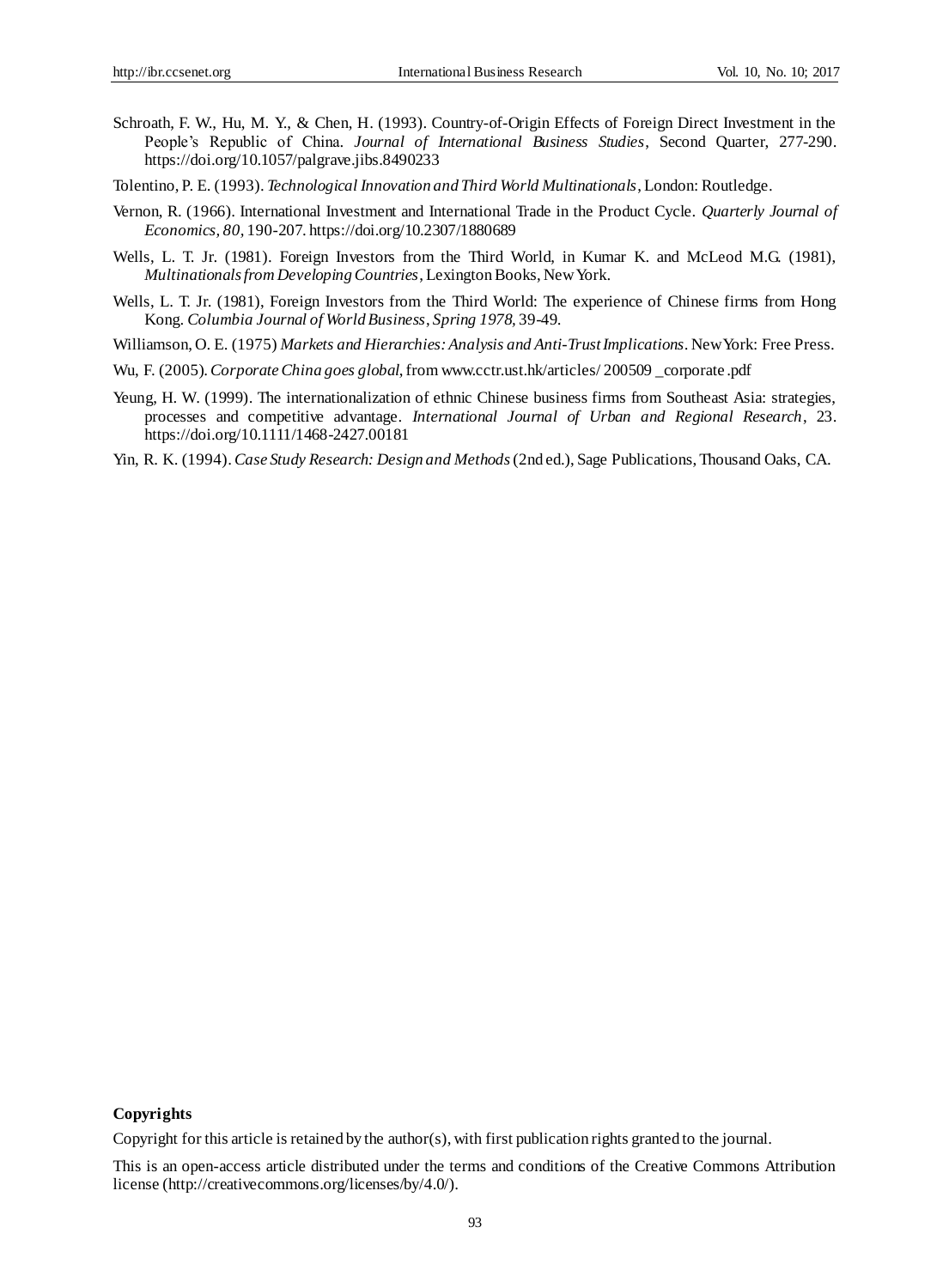Schroath, F. W., Hu, M. Y., & Chen, H. (1993). Country-of-Origin Effects of Foreign Direct Investment in the People's Republic of China. *Journal of International Business Studies*, Second Quarter, 277-290. https://doi.org/10.1057/palgrave.jibs.8490233

Tolentino, P. E. (1993). *Technological Innovation and Third World Multinationals*, London: Routledge.

Vernon, R. (1966). International Investment and International Trade in the Product Cycle. *Quarterly Journal of Economics, 80*, 190-207. https://doi.org/10.2307/1880689

Wells, L. T. Jr. (1981). Foreign Investors from the Third World, in Kumar K. and McLeod M.G. (1981), *Multinationals from Developing Countries*, Lexington Books, New York.

Wells, L. T. Jr. (1981), Foreign Investors from the Third World: The experience of Chinese firms from Hong Kong. *Columbia Journal of World Business, Spring 1978*, 39-49.

Williamson, O. E. (1975) *Markets and Hierarchies: Analysis and Anti-Trust Implications*. New York: Free Press.

Wu, F. (2005). *Corporate China goes global*, from www.cctr.ust.hk/articles/ 200509 _corporate .pdf

Yeung, H. W. (1999). The internationalization of ethnic Chinese business firms from Southeast Asia: strategies, processes and competitive advantage. *International Journal of Urban and Regional Research*, 23. https://doi.org/10.1111/1468-2427.00181

Yin, R. K. (1994). *Case Study Research: Design and Methods* (2nd ed.), Sage Publications, Thousand Oaks, CA.

**Copyrights**

Copyright for this article is retained by the author(s), with first publication rights granted to the journal.

This is an open-access article distributed under the terms and conditions of the Creative Commons Attribution license (http://creativecommons.org/licenses/by/4.0/).